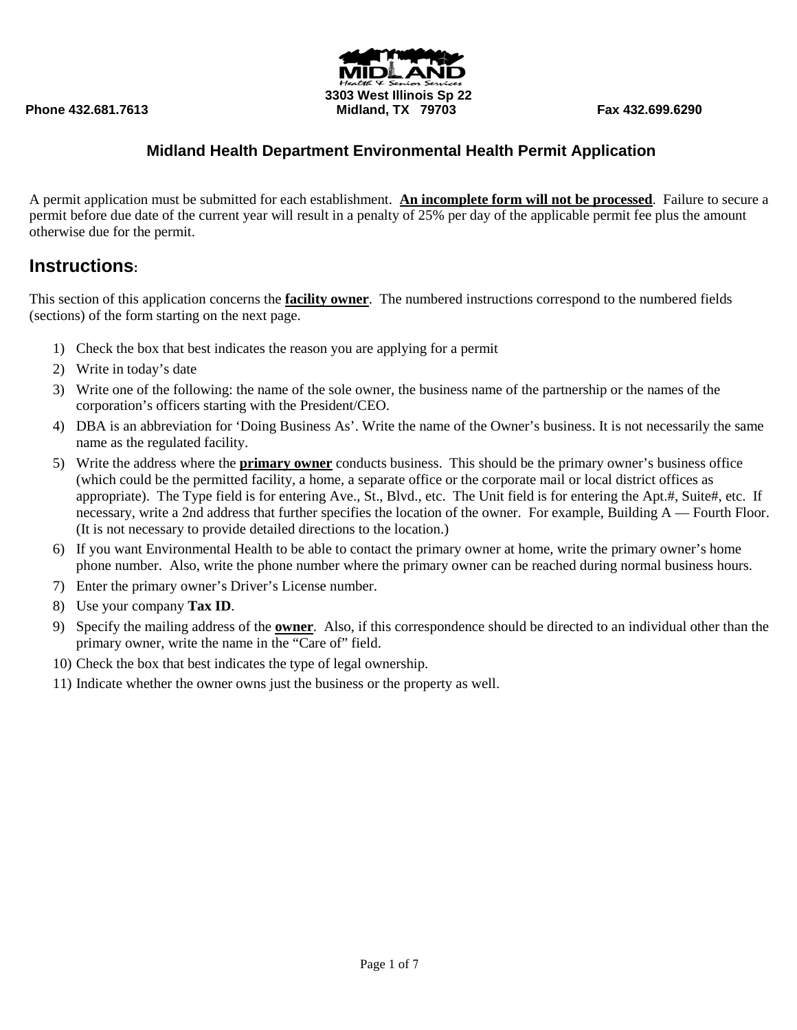Phone 432.681.7613 | 3303 West Illinois Sp 22, Midland, TX 79703 | Fax 432.699.6290

## Midland Health Department Environmental Health Permit Application

A permit application must be submitted for each establishment. **An incomplete form will not be processed**. Failure to secure a permit before due date of the current year will result in a penalty of 25% per day of the applicable permit fee plus the amount otherwise due for the permit.

## Instructions:

This section of this application concerns the **facility owner**. The numbered instructions correspond to the numbered fields (sections) of the form starting on the next page.

1) Check the box that best indicates the reason you are applying for a permit
2) Write in today's date
3) Write one of the following: the name of the sole owner, the business name of the partnership or the names of the corporation's officers starting with the President/CEO.
4) DBA is an abbreviation for 'Doing Business As'. Write the name of the Owner's business. It is not necessarily the same name as the regulated facility.
5) Write the address where the **primary owner** conducts business. This should be the primary owner's business office (which could be the permitted facility, a home, a separate office or the corporate mail or local district offices as appropriate). The Type field is for entering Ave., St., Blvd., etc. The Unit field is for entering the Apt.#, Suite#, etc. If necessary, write a 2nd address that further specifies the location of the owner. For example, Building A — Fourth Floor. (It is not necessary to provide detailed directions to the location.)
6) If you want Environmental Health to be able to contact the primary owner at home, write the primary owner's home phone number. Also, write the phone number where the primary owner can be reached during normal business hours.
7) Enter the primary owner's Driver's License number.
8) Use your company **Tax ID**.
9) Specify the mailing address of the **owner**. Also, if this correspondence should be directed to an individual other than the primary owner, write the name in the "Care of" field.
10) Check the box that best indicates the type of legal ownership.
11) Indicate whether the owner owns just the business or the property as well.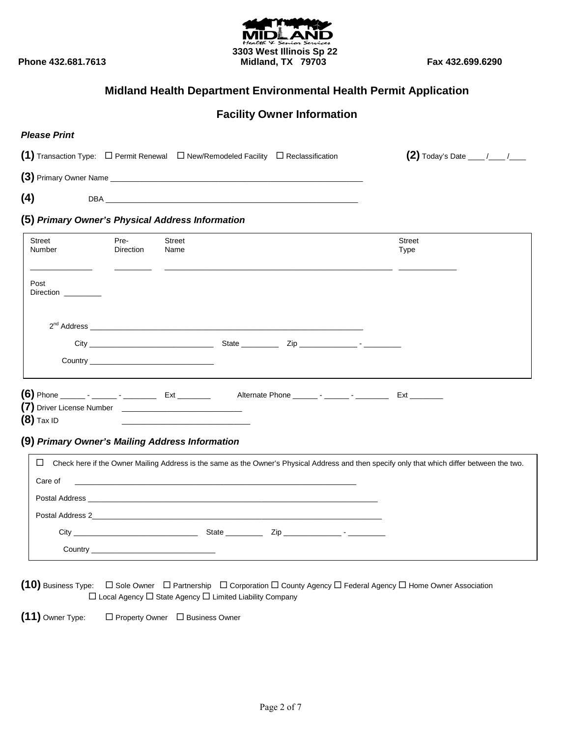MIDLAND
Health & Senior Services
3303 West Illinois Sp 22
Midland, TX 79703

**Phone 432.681.7613** **Fax 432.699.6290**

# Midland Health Department Environmental Health Permit Application

## Facility Owner Information

***Please Print***

**(1)** Transaction Type: ☐ Permit Renewal ☐ New/Remodeled Facility ☐ Reclassification

**(2)** Today's Date ____ /____ /____

**(3)** Primary Owner Name ____________________________________________________________

**(4)** DBA ____________________________________________________________

### (5) *Primary Owner's Physical Address Information*

Street Number ______________ Pre-Direction _________ Street Name ______________________________________________________ Street Type ______________

Post Direction _________

2nd Address ________________________________________________________________

City ______________________________ State _________ Zip ______________ - _________

Country ______________________________

**(6)** Phone ______ - ______ - ________ Ext ________ Alternate Phone ______ - ______ - ________ Ext ________

**(7)** Driver License Number ____________________________

**(8)** Tax ID ______________________________

### (9) *Primary Owner's Mailing Address Information*

☐ Check here if the Owner Mailing Address is the same as the Owner's Physical Address and then specify only that which differ between the two.

Care of ____________________________________________________________________

Postal Address ________________________________________________________________________

Postal Address 2________________________________________________________________________

City ______________________________ State _________ Zip ______________ - _________

Country ______________________________

**(10)** Business Type: ☐ Sole Owner ☐ Partnership ☐ Corporation ☐ County Agency ☐ Federal Agency ☐ Home Owner Association ☐ Local Agency ☐ State Agency ☐ Limited Liability Company

**(11)** Owner Type: ☐ Property Owner ☐ Business Owner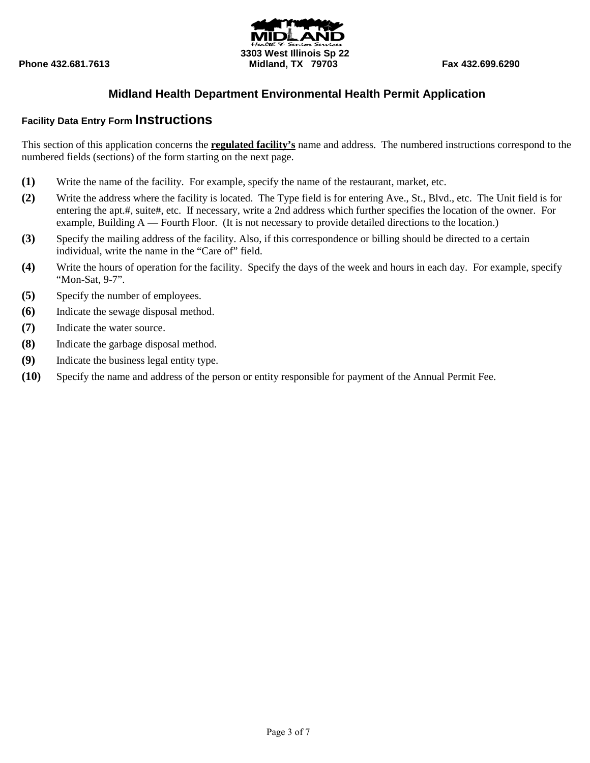3303 West Illinois Sp 22

Phone 432.681.7613 Midland, TX 79703 Fax 432.699.6290

## Midland Health Department Environmental Health Permit Application

### Facility Data Entry Form Instructions

This section of this application concerns the **regulated facility's** name and address. The numbered instructions correspond to the numbered fields (sections) of the form starting on the next page.

**(1)** Write the name of the facility. For example, specify the name of the restaurant, market, etc.

**(2)** Write the address where the facility is located. The Type field is for entering Ave., St., Blvd., etc. The Unit field is for entering the apt.#, suite#, etc. If necessary, write a 2nd address which further specifies the location of the owner. For example, Building A — Fourth Floor. (It is not necessary to provide detailed directions to the location.)

**(3)** Specify the mailing address of the facility. Also, if this correspondence or billing should be directed to a certain individual, write the name in the "Care of" field.

**(4)** Write the hours of operation for the facility. Specify the days of the week and hours in each day. For example, specify "Mon-Sat, 9-7".

**(5)** Specify the number of employees.

**(6)** Indicate the sewage disposal method.

**(7)** Indicate the water source.

**(8)** Indicate the garbage disposal method.

**(9)** Indicate the business legal entity type.

**(10)** Specify the name and address of the person or entity responsible for payment of the Annual Permit Fee.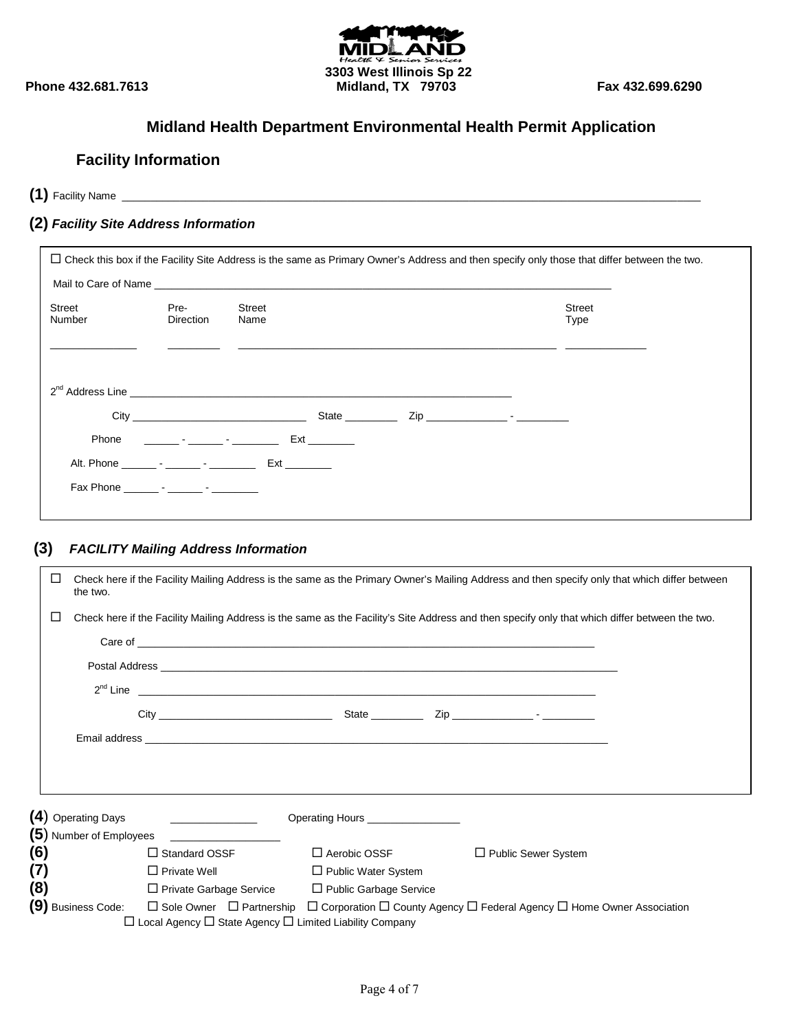Phone 432.681.7613 | 3303 West Illinois Sp 22, Midland, TX 79703 | Fax 432.699.6290

# Midland Health Department Environmental Health Permit Application

## Facility Information

**(1)** Facility Name ______________________________________________

### (2) *Facility Site Address Information*

☐ Check this box if the Facility Site Address is the same as Primary Owner's Address and then specify only those that differ between the two.

Mail to Care of Name ______________________________________________

| Street Number | Pre-Direction | Street Name | Street Type |
|---|---|---|---|
| ____________ | ________ | ______________________________ | ____________ |

2nd Address Line ______________________________________________

City ____________________ State ________ Zip ____________ - ________

Phone ______ - ______ - ________ Ext ________

Alt. Phone ______ - ______ - ________ Ext ________

Fax Phone ______ - ______ - ________

### (3) *FACILITY Mailing Address Information*

☐ Check here if the Facility Mailing Address is the same as the Primary Owner's Mailing Address and then specify only that which differ between the two.

☐ Check here if the Facility Mailing Address is the same as the Facility's Site Address and then specify only that which differ between the two.

Care of ______________________________________________

Postal Address ______________________________________________

2nd Line ______________________________________________

City ____________________ State ________ Zip ____________ - ________

Email address ______________________________________________

**(4)** Operating Days ____________ Operating Hours ____________

**(5)** Number of Employees ____________

**(6)** ☐ Standard OSSF ☐ Aerobic OSSF ☐ Public Sewer System

**(7)** ☐ Private Well ☐ Public Water System

**(8)** ☐ Private Garbage Service ☐ Public Garbage Service

**(9)** Business Code: ☐ Sole Owner ☐ Partnership ☐ Corporation ☐ County Agency ☐ Federal Agency ☐ Home Owner Association ☐ Local Agency ☐ State Agency ☐ Limited Liability Company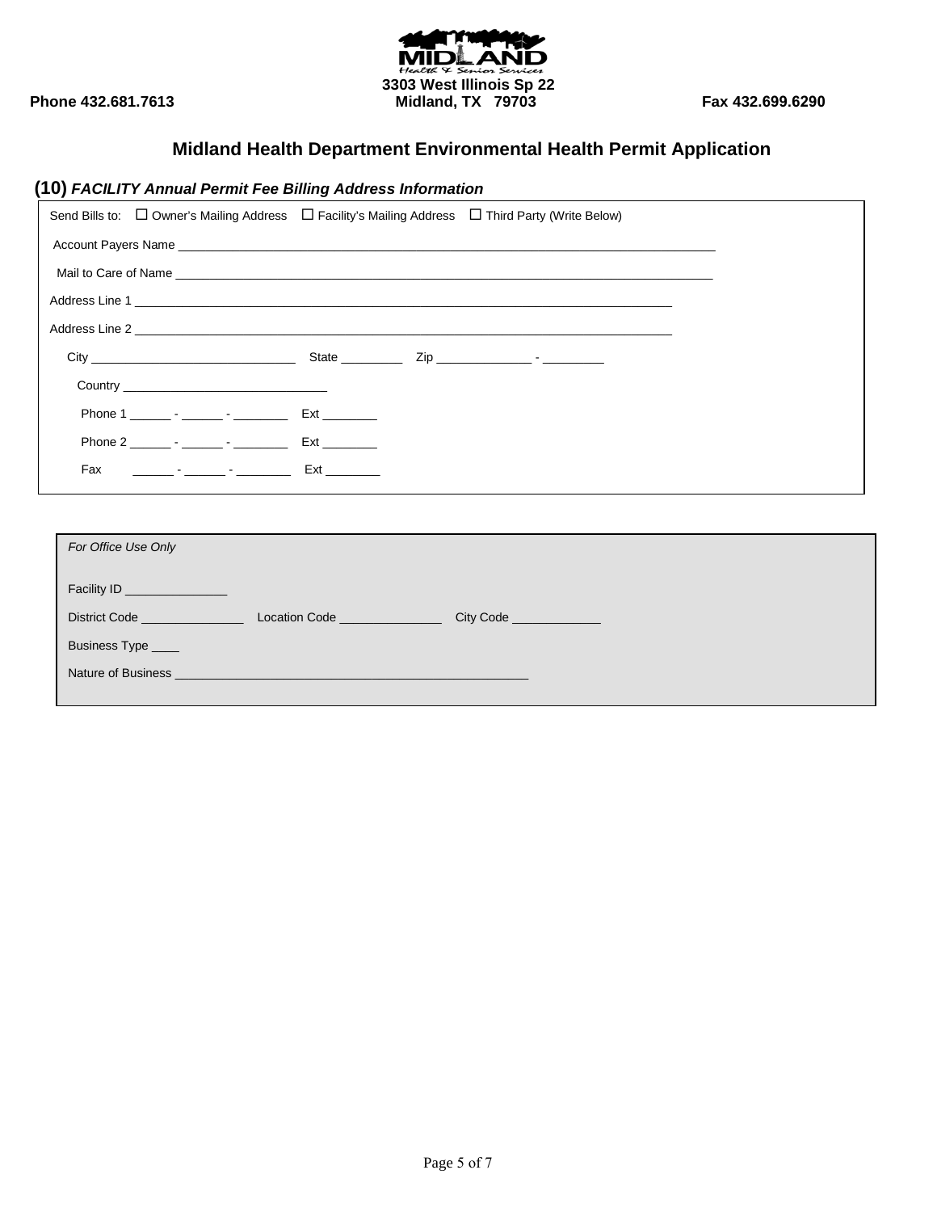MIDLAND
Health & Senior Services

**Phone 432.681.7613** **3303 West Illinois Sp 22** **Fax 432.699.6290**
**Midland, TX 79703**

## Midland Health Department Environmental Health Permit Application

### (10) *FACILITY Annual Permit Fee Billing Address Information*

Send Bills to: ☐ Owner's Mailing Address ☐ Facility's Mailing Address ☐ Third Party (Write Below)

Account Payers Name ________________________________________________________________________________

Mail to Care of Name ________________________________________________________________________________

Address Line 1 ________________________________________________________________________________

Address Line 2 ________________________________________________________________________________

City ______________________________ State _________ Zip ______________ - _________

Country ______________________________

Phone 1 ______ - ______ - ________ Ext ________

Phone 2 ______ - ______ - ________ Ext ________

Fax ______ - ______ - ________ Ext ________

*For Office Use Only*

Facility ID _______________

District Code _______________ Location Code _______________ City Code _____________

Business Type ____

Nature of Business ____________________________________________________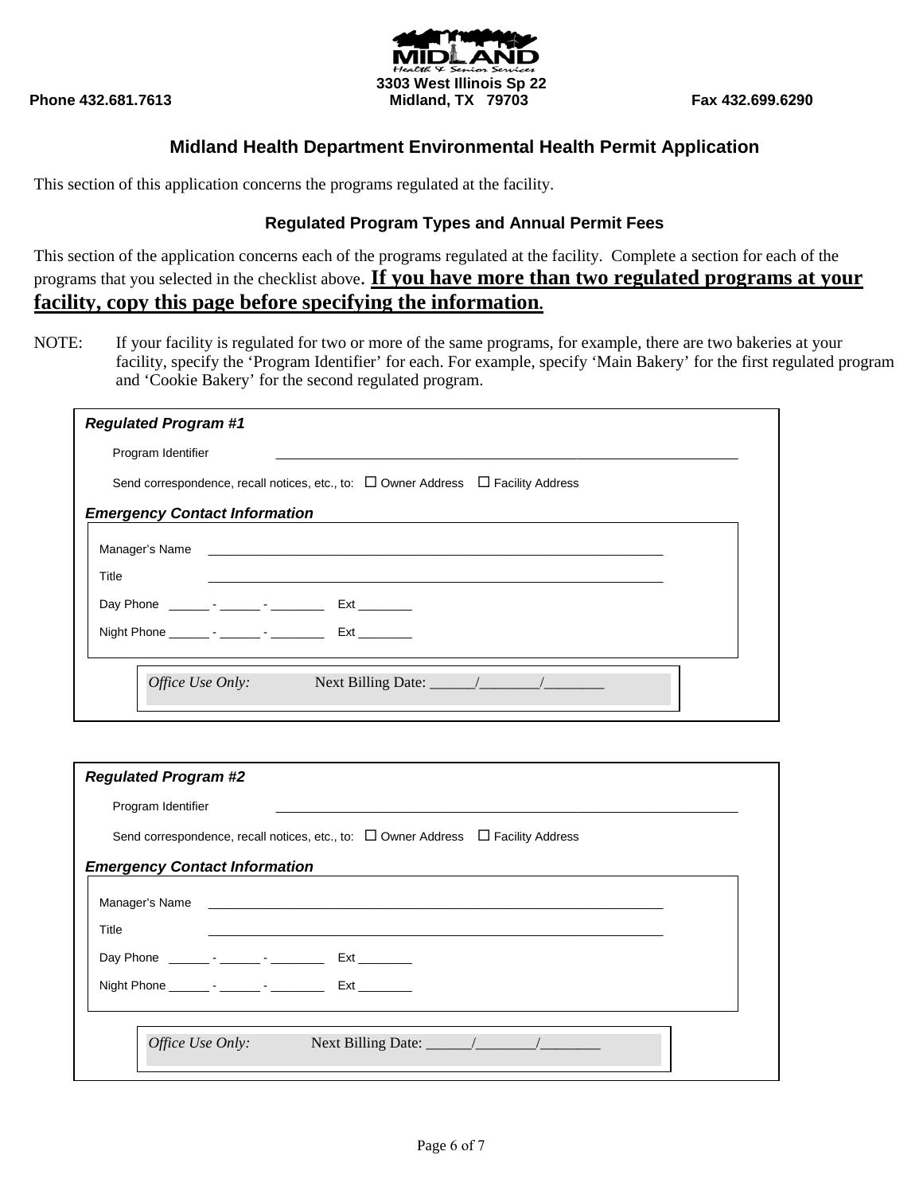MIDLAND
Health & Senior Services

3303 West Illinois Sp 22

Phone 432.681.7613 | Midland, TX 79703 | Fax 432.699.6290

## Midland Health Department Environmental Health Permit Application

This section of this application concerns the programs regulated at the facility.

### Regulated Program Types and Annual Permit Fees

This section of the application concerns each of the programs regulated at the facility. Complete a section for each of the programs that you selected in the checklist above. **<u>If you have more than two regulated programs at your facility, copy this page before specifying the information</u>.**

NOTE: If your facility is regulated for two or more of the same programs, for example, there are two bakeries at your facility, specify the 'Program Identifier' for each. For example, specify 'Main Bakery' for the first regulated program and 'Cookie Bakery' for the second regulated program.

***Regulated Program #1***

Program Identifier ____________________________________________

Send correspondence, recall notices, etc., to: ☐ Owner Address ☐ Facility Address

***Emergency Contact Information***

Manager's Name ____________________________________________

Title ____________________________________________

Day Phone ______ - ______ - ________ Ext ________

Night Phone ______ - ______ - ________ Ext ________

*Office Use Only:* Next Billing Date: ______/________/________

***Regulated Program #2***

Program Identifier ____________________________________________

Send correspondence, recall notices, etc., to: ☐ Owner Address ☐ Facility Address

***Emergency Contact Information***

Manager's Name ____________________________________________

Title ____________________________________________

Day Phone ______ - ______ - ________ Ext ________

Night Phone ______ - ______ - ________ Ext ________

*Office Use Only:* Next Billing Date: ______/________/________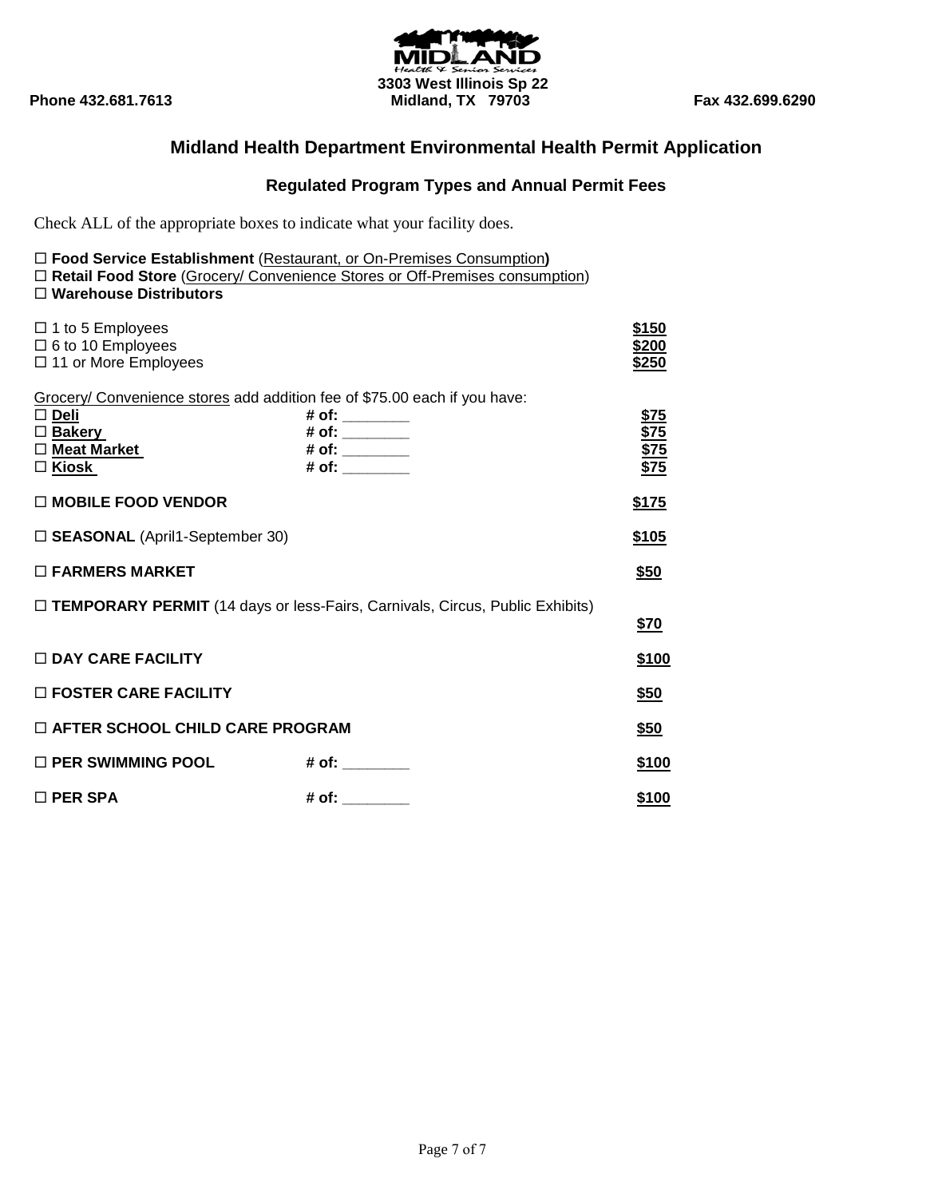MIDLAND
Health & Senior Services

Phone 432.681.7613 | 3303 West Illinois Sp 22, Midland, TX 79703 | Fax 432.699.6290

## Midland Health Department Environmental Health Permit Application

### Regulated Program Types and Annual Permit Fees

Check ALL of the appropriate boxes to indicate what your facility does.

☐ **Food Service Establishment** (Restaurant, or On-Premises Consumption**)**
☐ **Retail Food Store** (Grocery/ Convenience Stores or Off-Premises consumption)
☐ **Warehouse Distributors**

| | | |
|---|---|---|
| ☐ 1 to 5 Employees | | **$150** |
| ☐ 6 to 10 Employees | | **$200** |
| ☐ 11 or More Employees | | **$250** |

Grocery/ Convenience stores add addition fee of $75.00 each if you have:

| | | |
|---|---|---|
| ☐ **Deli** | **# of: ________** | **$75** |
| ☐ **Bakery** | **# of: ________** | **$75** |
| ☐ **Meat Market** | **# of: ________** | **$75** |
| ☐ **Kiosk** | **# of: ________** | **$75** |
| ☐ **MOBILE FOOD VENDOR** | | **$175** |
| ☐ **SEASONAL** (April1-September 30) | | **$105** |
| ☐ **FARMERS MARKET** | | **$50** |
| ☐ **TEMPORARY PERMIT** (14 days or less-Fairs, Carnivals, Circus, Public Exhibits) | | **$70** |
| ☐ **DAY CARE FACILITY** | | **$100** |
| ☐ **FOSTER CARE FACILITY** | | **$50** |
| ☐ **AFTER SCHOOL CHILD CARE PROGRAM** | | **$50** |
| ☐ **PER SWIMMING POOL** | **# of: ________** | **$100** |
| ☐ **PER SPA** | **# of: ________** | **$100** |